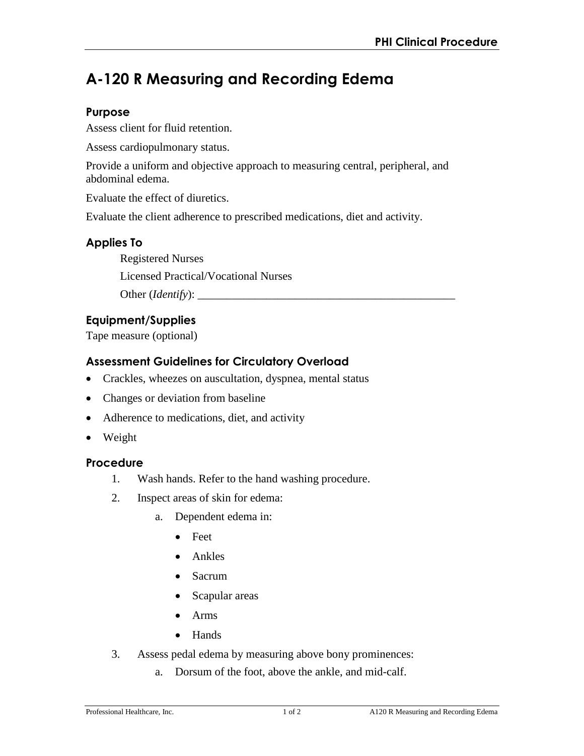# A-120 R Measuring and Recording Edema

## Purpose

Assess client for fluid retention.

Assess cardiopulmonary status.

Provide a uniform and objective approach to measuring central, peripheral, and abdominal edema.

Evaluate the effect of diuretics.

Evaluate the client adherence to prescribed medications, diet and activity.

## Applies To

Registered Nurses

Licensed Practical/Vocational Nurses

Other (*Identify*): _______________________________________________

## Equipment/Supplies

Tape measure (optional)

## Assessment Guidelines for Circulatory Overload

- Crackles, wheezes on auscultation, dyspnea, mental status
- Changes or deviation from baseline
- Adherence to medications, diet, and activity
- Weight

## Procedure

1. Wash hands. Refer to the hand washing procedure.
2. Inspect areas of skin for edema:
    a. Dependent edema in:
        - Feet
        - Ankles
        - Sacrum
        - Scapular areas
        - Arms
        - Hands
3. Assess pedal edema by measuring above bony prominences:
    a. Dorsum of the foot, above the ankle, and mid-calf.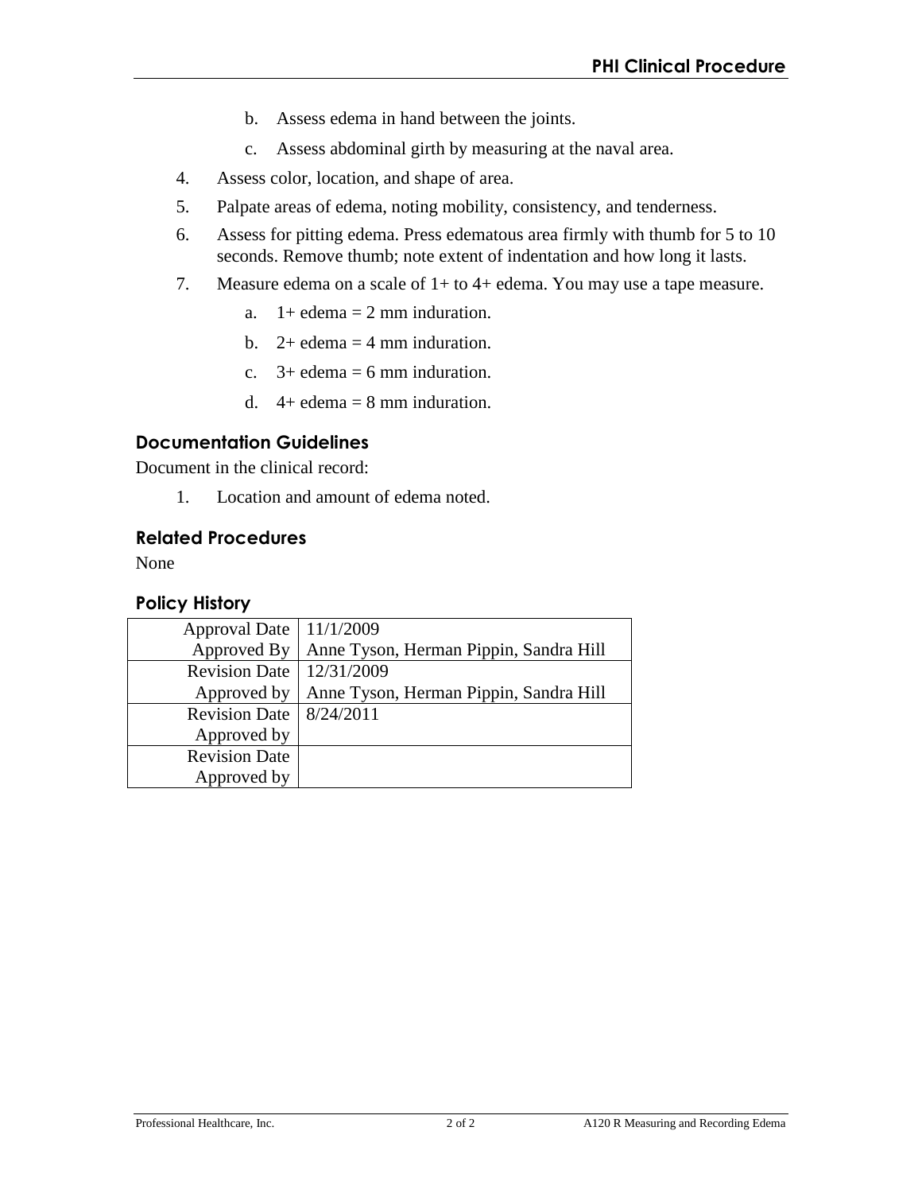b. Assess edema in hand between the joints.

    c. Assess abdominal girth by measuring at the naval area.

4. Assess color, location, and shape of area.
5. Palpate areas of edema, noting mobility, consistency, and tenderness.
6. Assess for pitting edema. Press edematous area firmly with thumb for 5 to 10 seconds. Remove thumb; note extent of indentation and how long it lasts.
7. Measure edema on a scale of 1+ to 4+ edema. You may use a tape measure.

    a. 1+ edema = 2 mm induration.

    b. 2+ edema = 4 mm induration.

    c. 3+ edema = 6 mm induration.

    d. 4+ edema = 8 mm induration.

### Documentation Guidelines

Document in the clinical record:

1. Location and amount of edema noted.

### Related Procedures

None

### Policy History

| | |
|---|---|
| Approval Date | 11/1/2009 |
| Approved By | Anne Tyson, Herman Pippin, Sandra Hill |
| Revision Date | 12/31/2009 |
| Approved by | Anne Tyson, Herman Pippin, Sandra Hill |
| Revision Date | 8/24/2011 |
| Approved by | |
| Revision Date | |
| Approved by | |